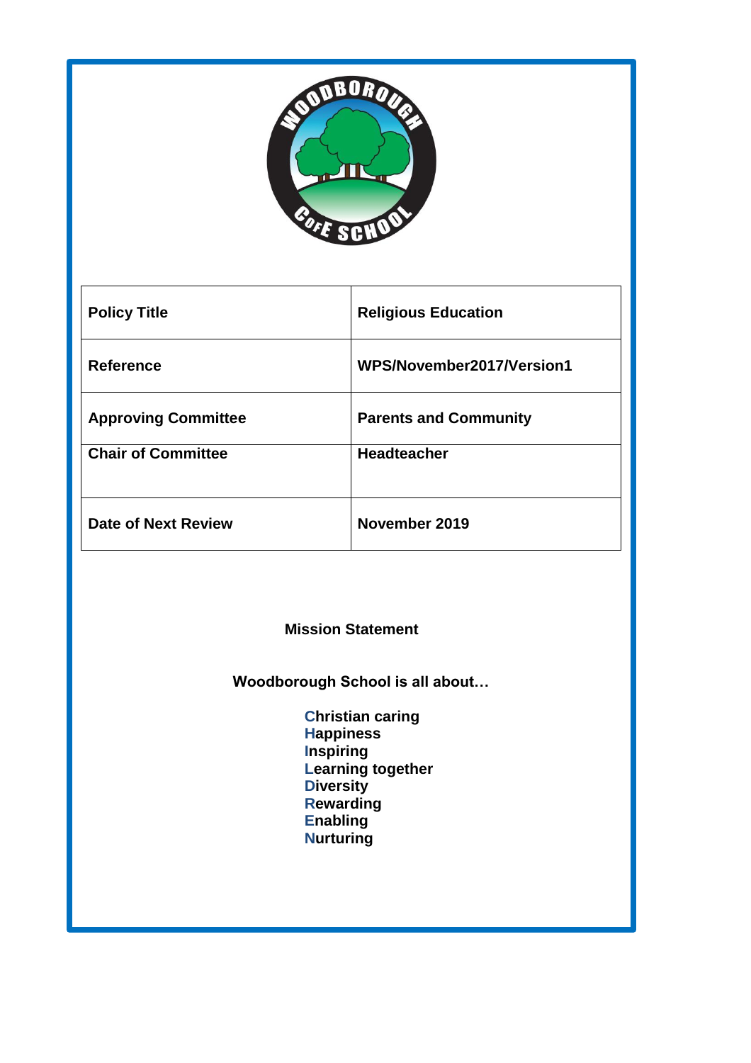| Policy Title | Religious Education |
|---|---|
| Reference | WPS/November2017/Version1 |
| Approving Committee | Parents and Community |
| Chair of Committee | Headteacher |
| Date of Next Review | November 2019 |

**Mission Statement**

**Woodborough School is all about…**

**C**hristian caring
**H**appiness
**I**nspiring
**L**earning together
**D**iversity
**R**ewarding
**E**nabling
**N**urturing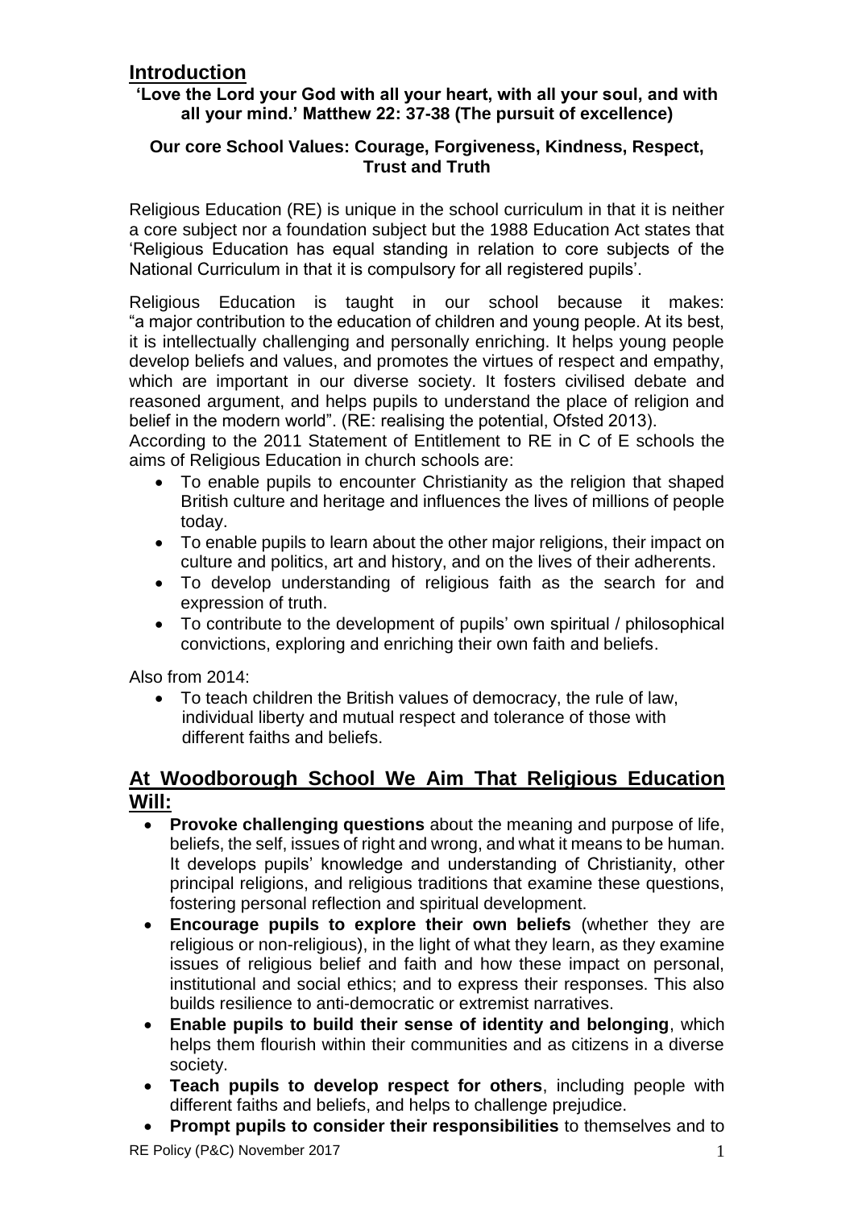## Introduction

**'Love the Lord your God with all your heart, with all your soul, and with all your mind.' Matthew 22: 37-38 (The pursuit of excellence)**

**Our core School Values: Courage, Forgiveness, Kindness, Respect, Trust and Truth**

Religious Education (RE) is unique in the school curriculum in that it is neither a core subject nor a foundation subject but the 1988 Education Act states that 'Religious Education has equal standing in relation to core subjects of the National Curriculum in that it is compulsory for all registered pupils'.

Religious Education is taught in our school because it makes: "a major contribution to the education of children and young people. At its best, it is intellectually challenging and personally enriching. It helps young people develop beliefs and values, and promotes the virtues of respect and empathy, which are important in our diverse society. It fosters civilised debate and reasoned argument, and helps pupils to understand the place of religion and belief in the modern world". (RE: realising the potential, Ofsted 2013).

According to the 2011 Statement of Entitlement to RE in C of E schools the aims of Religious Education in church schools are:

- To enable pupils to encounter Christianity as the religion that shaped British culture and heritage and influences the lives of millions of people today.
- To enable pupils to learn about the other major religions, their impact on culture and politics, art and history, and on the lives of their adherents.
- To develop understanding of religious faith as the search for and expression of truth.
- To contribute to the development of pupils' own spiritual / philosophical convictions, exploring and enriching their own faith and beliefs.

Also from 2014:

- To teach children the British values of democracy, the rule of law, individual liberty and mutual respect and tolerance of those with different faiths and beliefs.

## At Woodborough School We Aim That Religious Education Will:

- **Provoke challenging questions** about the meaning and purpose of life, beliefs, the self, issues of right and wrong, and what it means to be human. It develops pupils' knowledge and understanding of Christianity, other principal religions, and religious traditions that examine these questions, fostering personal reflection and spiritual development.
- **Encourage pupils to explore their own beliefs** (whether they are religious or non-religious), in the light of what they learn, as they examine issues of religious belief and faith and how these impact on personal, institutional and social ethics; and to express their responses. This also builds resilience to anti-democratic or extremist narratives.
- **Enable pupils to build their sense of identity and belonging**, which helps them flourish within their communities and as citizens in a diverse society.
- **Teach pupils to develop respect for others**, including people with different faiths and beliefs, and helps to challenge prejudice.
- **Prompt pupils to consider their responsibilities** to themselves and to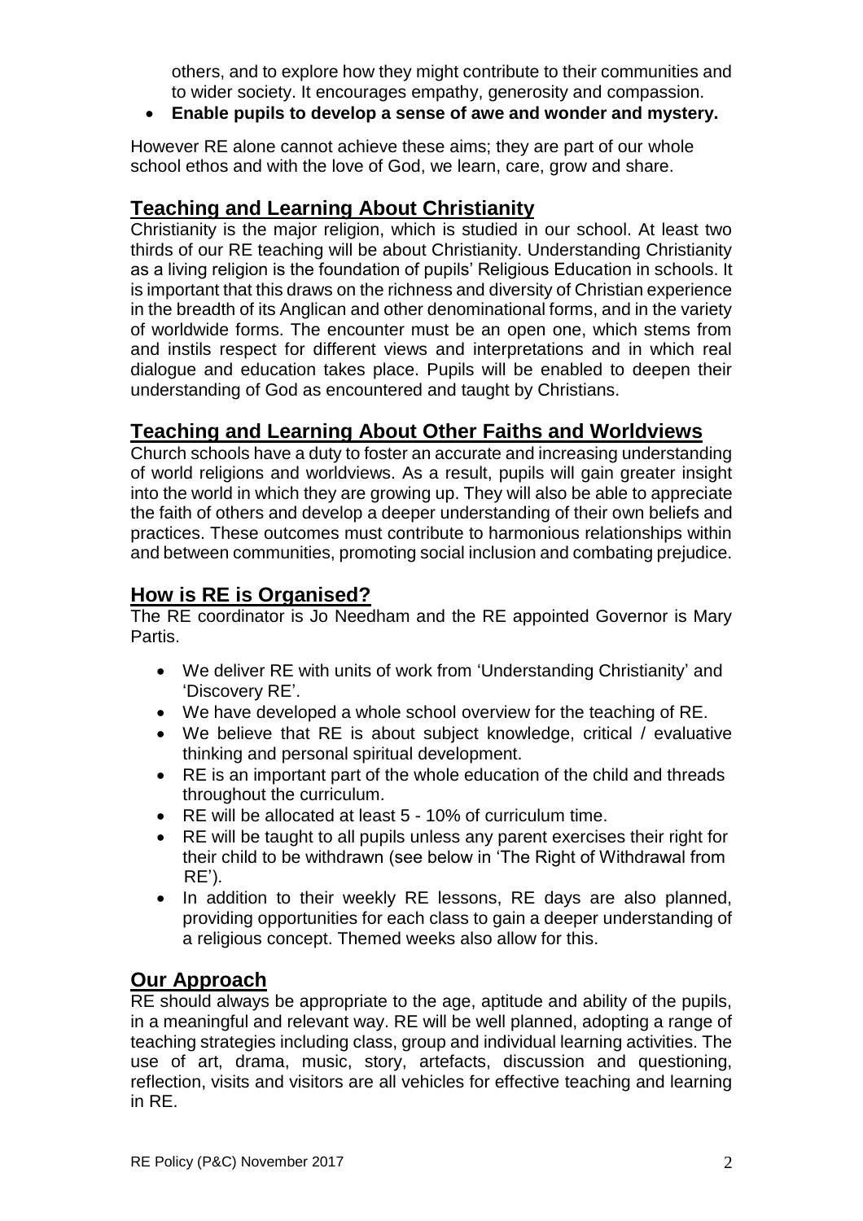others, and to explore how they might contribute to their communities and to wider society. It encourages empathy, generosity and compassion.

- **Enable pupils to develop a sense of awe and wonder and mystery.**

However RE alone cannot achieve these aims; they are part of our whole school ethos and with the love of God, we learn, care, grow and share.

## Teaching and Learning About Christianity

Christianity is the major religion, which is studied in our school. At least two thirds of our RE teaching will be about Christianity. Understanding Christianity as a living religion is the foundation of pupils' Religious Education in schools. It is important that this draws on the richness and diversity of Christian experience in the breadth of its Anglican and other denominational forms, and in the variety of worldwide forms. The encounter must be an open one, which stems from and instils respect for different views and interpretations and in which real dialogue and education takes place. Pupils will be enabled to deepen their understanding of God as encountered and taught by Christians.

## Teaching and Learning About Other Faiths and Worldviews

Church schools have a duty to foster an accurate and increasing understanding of world religions and worldviews. As a result, pupils will gain greater insight into the world in which they are growing up. They will also be able to appreciate the faith of others and develop a deeper understanding of their own beliefs and practices. These outcomes must contribute to harmonious relationships within and between communities, promoting social inclusion and combating prejudice.

## How is RE is Organised?

The RE coordinator is Jo Needham and the RE appointed Governor is Mary Partis.

- We deliver RE with units of work from 'Understanding Christianity' and 'Discovery RE'.
- We have developed a whole school overview for the teaching of RE.
- We believe that RE is about subject knowledge, critical / evaluative thinking and personal spiritual development.
- RE is an important part of the whole education of the child and threads throughout the curriculum.
- RE will be allocated at least 5 - 10% of curriculum time.
- RE will be taught to all pupils unless any parent exercises their right for their child to be withdrawn (see below in 'The Right of Withdrawal from RE').
- In addition to their weekly RE lessons, RE days are also planned, providing opportunities for each class to gain a deeper understanding of a religious concept. Themed weeks also allow for this.

## Our Approach

RE should always be appropriate to the age, aptitude and ability of the pupils, in a meaningful and relevant way. RE will be well planned, adopting a range of teaching strategies including class, group and individual learning activities. The use of art, drama, music, story, artefacts, discussion and questioning, reflection, visits and visitors are all vehicles for effective teaching and learning in RE.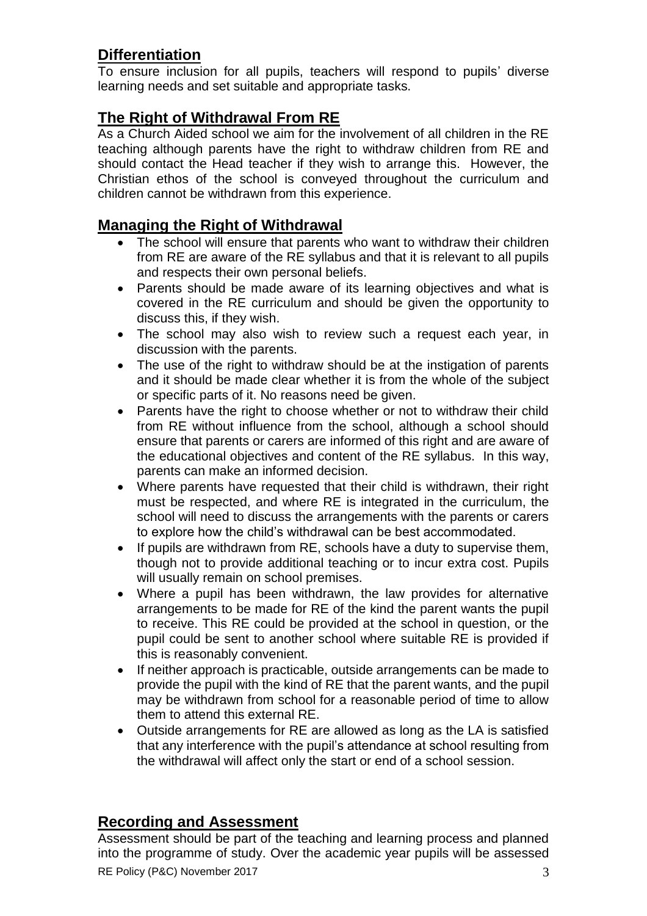## Differentiation

To ensure inclusion for all pupils, teachers will respond to pupils' diverse learning needs and set suitable and appropriate tasks.

## The Right of Withdrawal From RE

As a Church Aided school we aim for the involvement of all children in the RE teaching although parents have the right to withdraw children from RE and should contact the Head teacher if they wish to arrange this. However, the Christian ethos of the school is conveyed throughout the curriculum and children cannot be withdrawn from this experience.

## Managing the Right of Withdrawal

- The school will ensure that parents who want to withdraw their children from RE are aware of the RE syllabus and that it is relevant to all pupils and respects their own personal beliefs.
- Parents should be made aware of its learning objectives and what is covered in the RE curriculum and should be given the opportunity to discuss this, if they wish.
- The school may also wish to review such a request each year, in discussion with the parents.
- The use of the right to withdraw should be at the instigation of parents and it should be made clear whether it is from the whole of the subject or specific parts of it. No reasons need be given.
- Parents have the right to choose whether or not to withdraw their child from RE without influence from the school, although a school should ensure that parents or carers are informed of this right and are aware of the educational objectives and content of the RE syllabus. In this way, parents can make an informed decision.
- Where parents have requested that their child is withdrawn, their right must be respected, and where RE is integrated in the curriculum, the school will need to discuss the arrangements with the parents or carers to explore how the child's withdrawal can be best accommodated.
- If pupils are withdrawn from RE, schools have a duty to supervise them, though not to provide additional teaching or to incur extra cost. Pupils will usually remain on school premises.
- Where a pupil has been withdrawn, the law provides for alternative arrangements to be made for RE of the kind the parent wants the pupil to receive. This RE could be provided at the school in question, or the pupil could be sent to another school where suitable RE is provided if this is reasonably convenient.
- If neither approach is practicable, outside arrangements can be made to provide the pupil with the kind of RE that the parent wants, and the pupil may be withdrawn from school for a reasonable period of time to allow them to attend this external RE.
- Outside arrangements for RE are allowed as long as the LA is satisfied that any interference with the pupil's attendance at school resulting from the withdrawal will affect only the start or end of a school session.

## Recording and Assessment

Assessment should be part of the teaching and learning process and planned into the programme of study. Over the academic year pupils will be assessed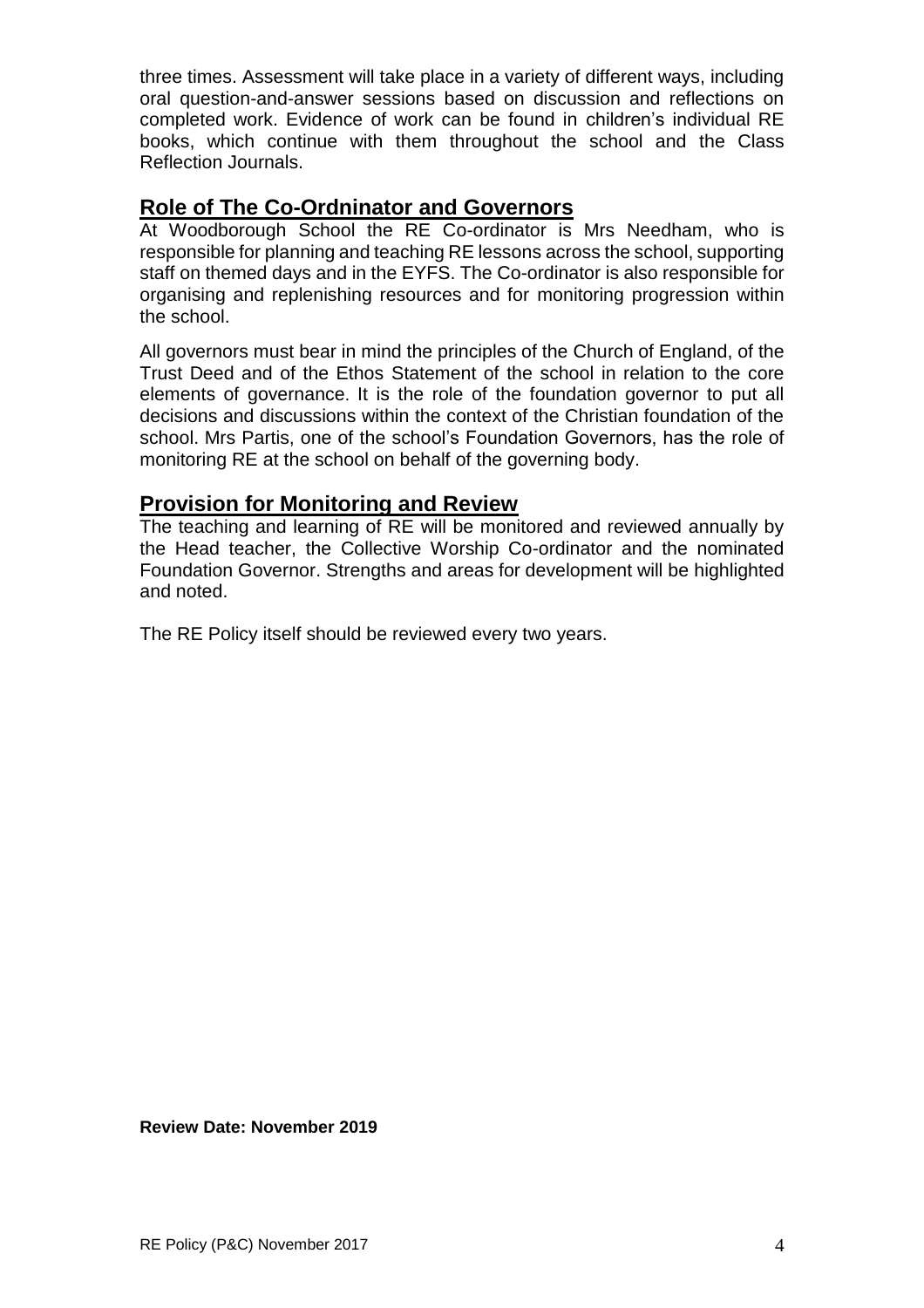three times. Assessment will take place in a variety of different ways, including oral question-and-answer sessions based on discussion and reflections on completed work. Evidence of work can be found in children's individual RE books, which continue with them throughout the school and the Class Reflection Journals.

## Role of The Co-Ordninator and Governors

At Woodborough School the RE Co-ordinator is Mrs Needham, who is responsible for planning and teaching RE lessons across the school, supporting staff on themed days and in the EYFS. The Co-ordinator is also responsible for organising and replenishing resources and for monitoring progression within the school.

All governors must bear in mind the principles of the Church of England, of the Trust Deed and of the Ethos Statement of the school in relation to the core elements of governance. It is the role of the foundation governor to put all decisions and discussions within the context of the Christian foundation of the school. Mrs Partis, one of the school's Foundation Governors, has the role of monitoring RE at the school on behalf of the governing body.

## Provision for Monitoring and Review

The teaching and learning of RE will be monitored and reviewed annually by the Head teacher, the Collective Worship Co-ordinator and the nominated Foundation Governor. Strengths and areas for development will be highlighted and noted.

The RE Policy itself should be reviewed every two years.

**Review Date: November 2019**